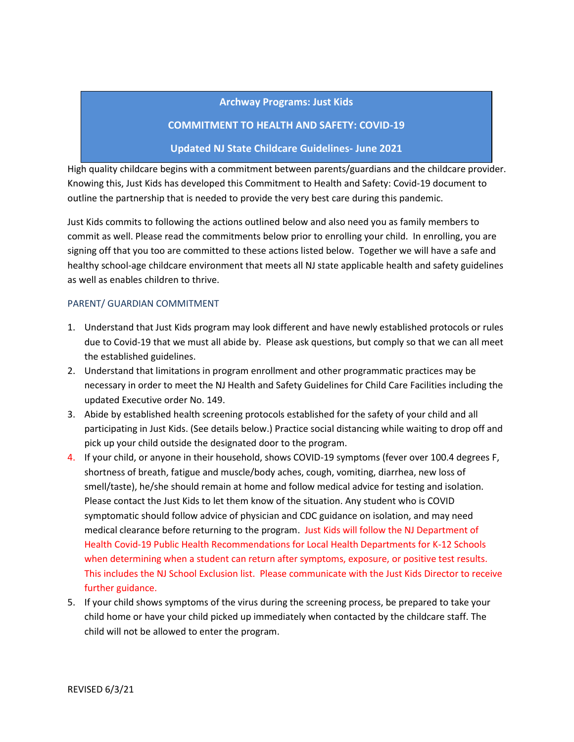# Archway Programs: Just Kids

## COMMITMENT TO HEALTH AND SAFETY: COVID-19

## Updated NJ State Childcare Guidelines- June 2021

High quality childcare begins with a commitment between parents/guardians and the childcare provider. Knowing this, Just Kids has developed this Commitment to Health and Safety: Covid-19 document to outline the partnership that is needed to provide the very best care during this pandemic.

Just Kids commits to following the actions outlined below and also need you as family members to commit as well. Please read the commitments below prior to enrolling your child. In enrolling, you are signing off that you too are committed to these actions listed below. Together we will have a safe and healthy school-age childcare environment that meets all NJ state applicable health and safety guidelines as well as enables children to thrive.

### PARENT/ GUARDIAN COMMITMENT

1. Understand that Just Kids program may look different and have newly established protocols or rules due to Covid-19 that we must all abide by. Please ask questions, but comply so that we can all meet the established guidelines.
2. Understand that limitations in program enrollment and other programmatic practices may be necessary in order to meet the NJ Health and Safety Guidelines for Child Care Facilities including the updated Executive order No. 149.
3. Abide by established health screening protocols established for the safety of your child and all participating in Just Kids. (See details below.) Practice social distancing while waiting to drop off and pick up your child outside the designated door to the program.
4. If your child, or anyone in their household, shows COVID-19 symptoms (fever over 100.4 degrees F, shortness of breath, fatigue and muscle/body aches, cough, vomiting, diarrhea, new loss of smell/taste), he/she should remain at home and follow medical advice for testing and isolation. Please contact the Just Kids to let them know of the situation. Any student who is COVID symptomatic should follow advice of physician and CDC guidance on isolation, and may need medical clearance before returning to the program. Just Kids will follow the NJ Department of Health Covid-19 Public Health Recommendations for Local Health Departments for K-12 Schools when determining when a student can return after symptoms, exposure, or positive test results. This includes the NJ School Exclusion list. Please communicate with the Just Kids Director to receive further guidance.
5. If your child shows symptoms of the virus during the screening process, be prepared to take your child home or have your child picked up immediately when contacted by the childcare staff. The child will not be allowed to enter the program.

REVISED 6/3/21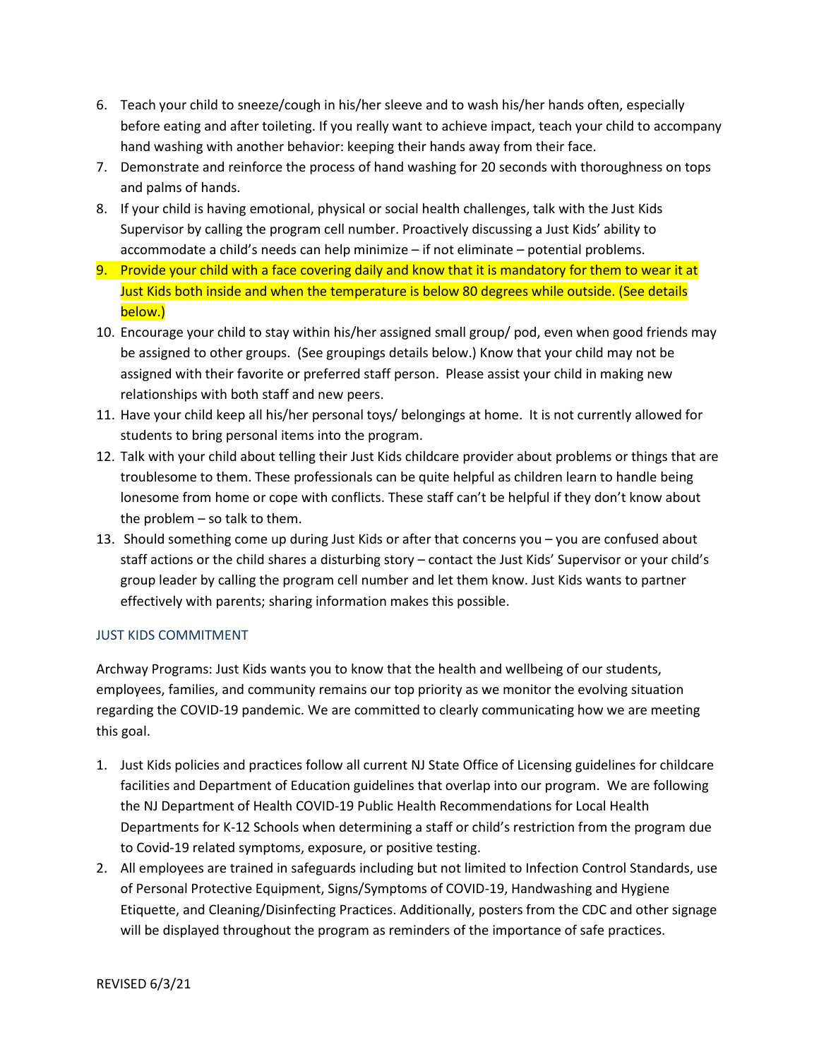6. Teach your child to sneeze/cough in his/her sleeve and to wash his/her hands often, especially before eating and after toileting. If you really want to achieve impact, teach your child to accompany hand washing with another behavior: keeping their hands away from their face.
7. Demonstrate and reinforce the process of hand washing for 20 seconds with thoroughness on tops and palms of hands.
8. If your child is having emotional, physical or social health challenges, talk with the Just Kids Supervisor by calling the program cell number. Proactively discussing a Just Kids' ability to accommodate a child's needs can help minimize – if not eliminate – potential problems.
9. Provide your child with a face covering daily and know that it is mandatory for them to wear it at Just Kids both inside and when the temperature is below 80 degrees while outside. (See details below.)
10. Encourage your child to stay within his/her assigned small group/ pod, even when good friends may be assigned to other groups. (See groupings details below.) Know that your child may not be assigned with their favorite or preferred staff person. Please assist your child in making new relationships with both staff and new peers.
11. Have your child keep all his/her personal toys/ belongings at home. It is not currently allowed for students to bring personal items into the program.
12. Talk with your child about telling their Just Kids childcare provider about problems or things that are troublesome to them. These professionals can be quite helpful as children learn to handle being lonesome from home or cope with conflicts. These staff can't be helpful if they don't know about the problem – so talk to them.
13. Should something come up during Just Kids or after that concerns you – you are confused about staff actions or the child shares a disturbing story – contact the Just Kids' Supervisor or your child's group leader by calling the program cell number and let them know. Just Kids wants to partner effectively with parents; sharing information makes this possible.

## JUST KIDS COMMITMENT

Archway Programs: Just Kids wants you to know that the health and wellbeing of our students, employees, families, and community remains our top priority as we monitor the evolving situation regarding the COVID-19 pandemic. We are committed to clearly communicating how we are meeting this goal.

1. Just Kids policies and practices follow all current NJ State Office of Licensing guidelines for childcare facilities and Department of Education guidelines that overlap into our program. We are following the NJ Department of Health COVID-19 Public Health Recommendations for Local Health Departments for K-12 Schools when determining a staff or child's restriction from the program due to Covid-19 related symptoms, exposure, or positive testing.
2. All employees are trained in safeguards including but not limited to Infection Control Standards, use of Personal Protective Equipment, Signs/Symptoms of COVID-19, Handwashing and Hygiene Etiquette, and Cleaning/Disinfecting Practices. Additionally, posters from the CDC and other signage will be displayed throughout the program as reminders of the importance of safe practices.

REVISED 6/3/21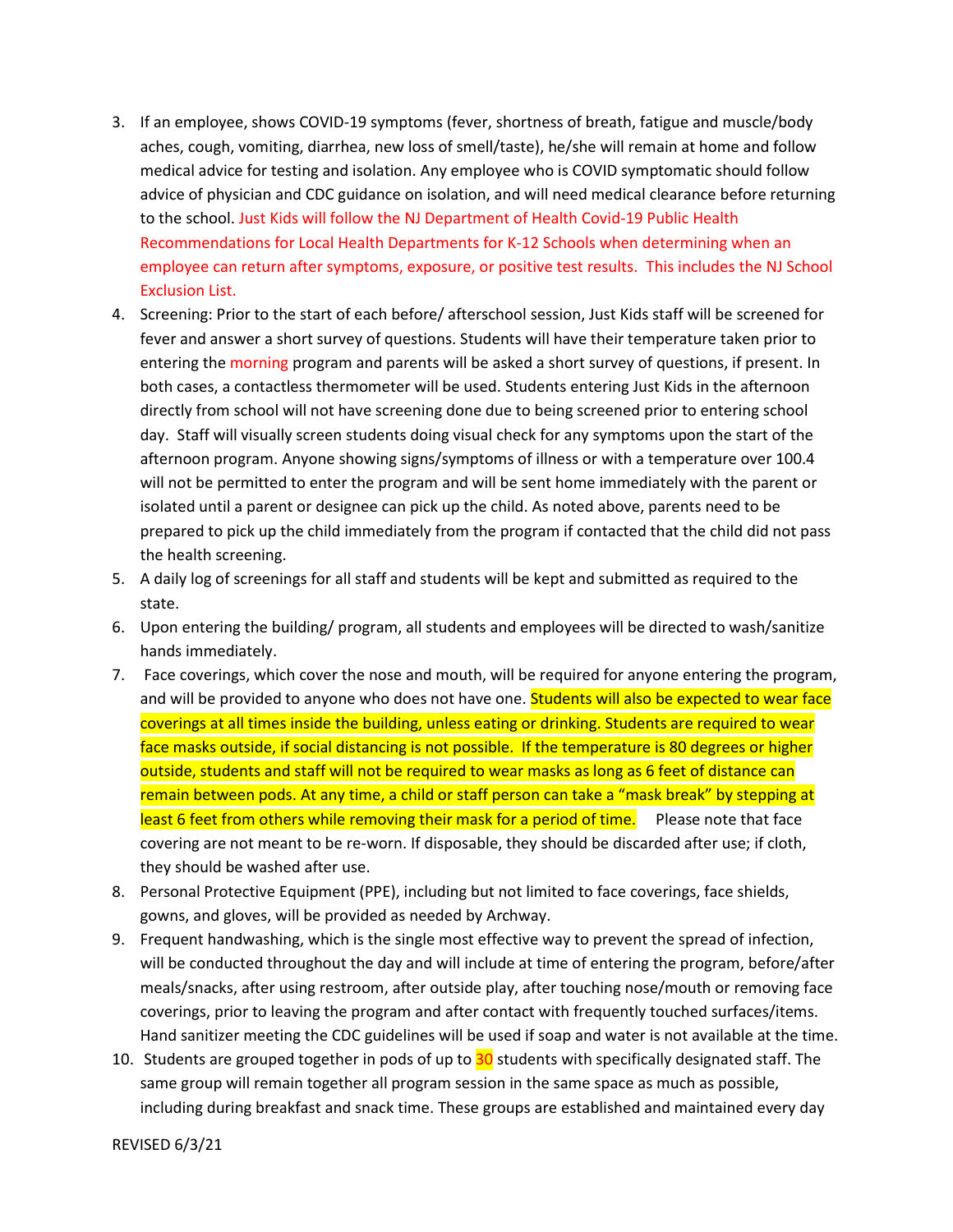3. If an employee, shows COVID-19 symptoms (fever, shortness of breath, fatigue and muscle/body aches, cough, vomiting, diarrhea, new loss of smell/taste), he/she will remain at home and follow medical advice for testing and isolation. Any employee who is COVID symptomatic should follow advice of physician and CDC guidance on isolation, and will need medical clearance before returning to the school. Just Kids will follow the NJ Department of Health Covid-19 Public Health Recommendations for Local Health Departments for K-12 Schools when determining when an employee can return after symptoms, exposure, or positive test results. This includes the NJ School Exclusion List.
4. Screening: Prior to the start of each before/ afterschool session, Just Kids staff will be screened for fever and answer a short survey of questions. Students will have their temperature taken prior to entering the morning program and parents will be asked a short survey of questions, if present. In both cases, a contactless thermometer will be used. Students entering Just Kids in the afternoon directly from school will not have screening done due to being screened prior to entering school day. Staff will visually screen students doing visual check for any symptoms upon the start of the afternoon program. Anyone showing signs/symptoms of illness or with a temperature over 100.4 will not be permitted to enter the program and will be sent home immediately with the parent or isolated until a parent or designee can pick up the child. As noted above, parents need to be prepared to pick up the child immediately from the program if contacted that the child did not pass the health screening.
5. A daily log of screenings for all staff and students will be kept and submitted as required to the state.
6. Upon entering the building/ program, all students and employees will be directed to wash/sanitize hands immediately.
7. Face coverings, which cover the nose and mouth, will be required for anyone entering the program, and will be provided to anyone who does not have one. Students will also be expected to wear face coverings at all times inside the building, unless eating or drinking. Students are required to wear face masks outside, if social distancing is not possible. If the temperature is 80 degrees or higher outside, students and staff will not be required to wear masks as long as 6 feet of distance can remain between pods. At any time, a child or staff person can take a "mask break" by stepping at least 6 feet from others while removing their mask for a period of time. Please note that face covering are not meant to be re-worn. If disposable, they should be discarded after use; if cloth, they should be washed after use.
8. Personal Protective Equipment (PPE), including but not limited to face coverings, face shields, gowns, and gloves, will be provided as needed by Archway.
9. Frequent handwashing, which is the single most effective way to prevent the spread of infection, will be conducted throughout the day and will include at time of entering the program, before/after meals/snacks, after using restroom, after outside play, after touching nose/mouth or removing face coverings, prior to leaving the program and after contact with frequently touched surfaces/items. Hand sanitizer meeting the CDC guidelines will be used if soap and water is not available at the time.
10. Students are grouped together in pods of up to 30 students with specifically designated staff. The same group will remain together all program session in the same space as much as possible, including during breakfast and snack time. These groups are established and maintained every day

REVISED 6/3/21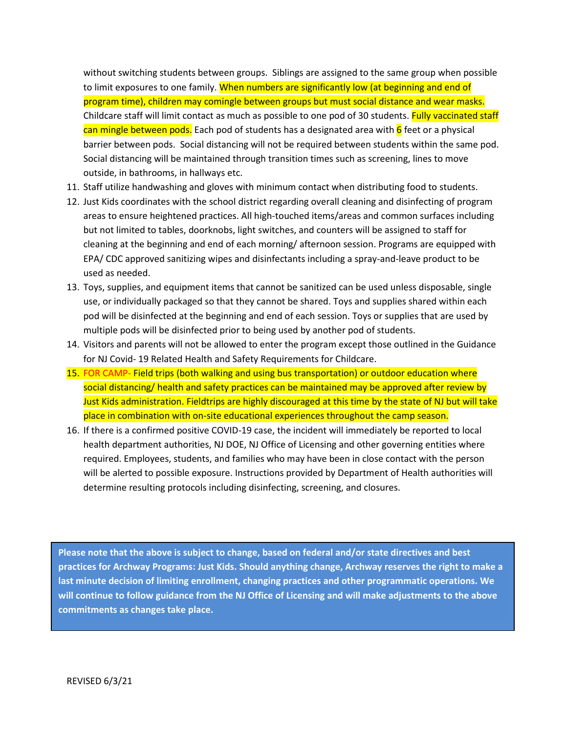without switching students between groups. Siblings are assigned to the same group when possible to limit exposures to one family. When numbers are significantly low (at beginning and end of program time), children may comingle between groups but must social distance and wear masks. Childcare staff will limit contact as much as possible to one pod of 30 students. Fully vaccinated staff can mingle between pods. Each pod of students has a designated area with 6 feet or a physical barrier between pods. Social distancing will not be required between students within the same pod. Social distancing will be maintained through transition times such as screening, lines to move outside, in bathrooms, in hallways etc.

11. Staff utilize handwashing and gloves with minimum contact when distributing food to students.
12. Just Kids coordinates with the school district regarding overall cleaning and disinfecting of program areas to ensure heightened practices. All high-touched items/areas and common surfaces including but not limited to tables, doorknobs, light switches, and counters will be assigned to staff for cleaning at the beginning and end of each morning/ afternoon session. Programs are equipped with EPA/ CDC approved sanitizing wipes and disinfectants including a spray-and-leave product to be used as needed.
13. Toys, supplies, and equipment items that cannot be sanitized can be used unless disposable, single use, or individually packaged so that they cannot be shared. Toys and supplies shared within each pod will be disinfected at the beginning and end of each session. Toys or supplies that are used by multiple pods will be disinfected prior to being used by another pod of students.
14. Visitors and parents will not be allowed to enter the program except those outlined in the Guidance for NJ Covid- 19 Related Health and Safety Requirements for Childcare.
15. FOR CAMP- Field trips (both walking and using bus transportation) or outdoor education where social distancing/ health and safety practices can be maintained may be approved after review by Just Kids administration. Fieldtrips are highly discouraged at this time by the state of NJ but will take place in combination with on-site educational experiences throughout the camp season.
16. If there is a confirmed positive COVID-19 case, the incident will immediately be reported to local health department authorities, NJ DOE, NJ Office of Licensing and other governing entities where required. Employees, students, and families who may have been in close contact with the person will be alerted to possible exposure. Instructions provided by Department of Health authorities will determine resulting protocols including disinfecting, screening, and closures.

**Please note that the above is subject to change, based on federal and/or state directives and best practices for Archway Programs: Just Kids. Should anything change, Archway reserves the right to make a last minute decision of limiting enrollment, changing practices and other programmatic operations. We will continue to follow guidance from the NJ Office of Licensing and will make adjustments to the above commitments as changes take place.**

REVISED 6/3/21